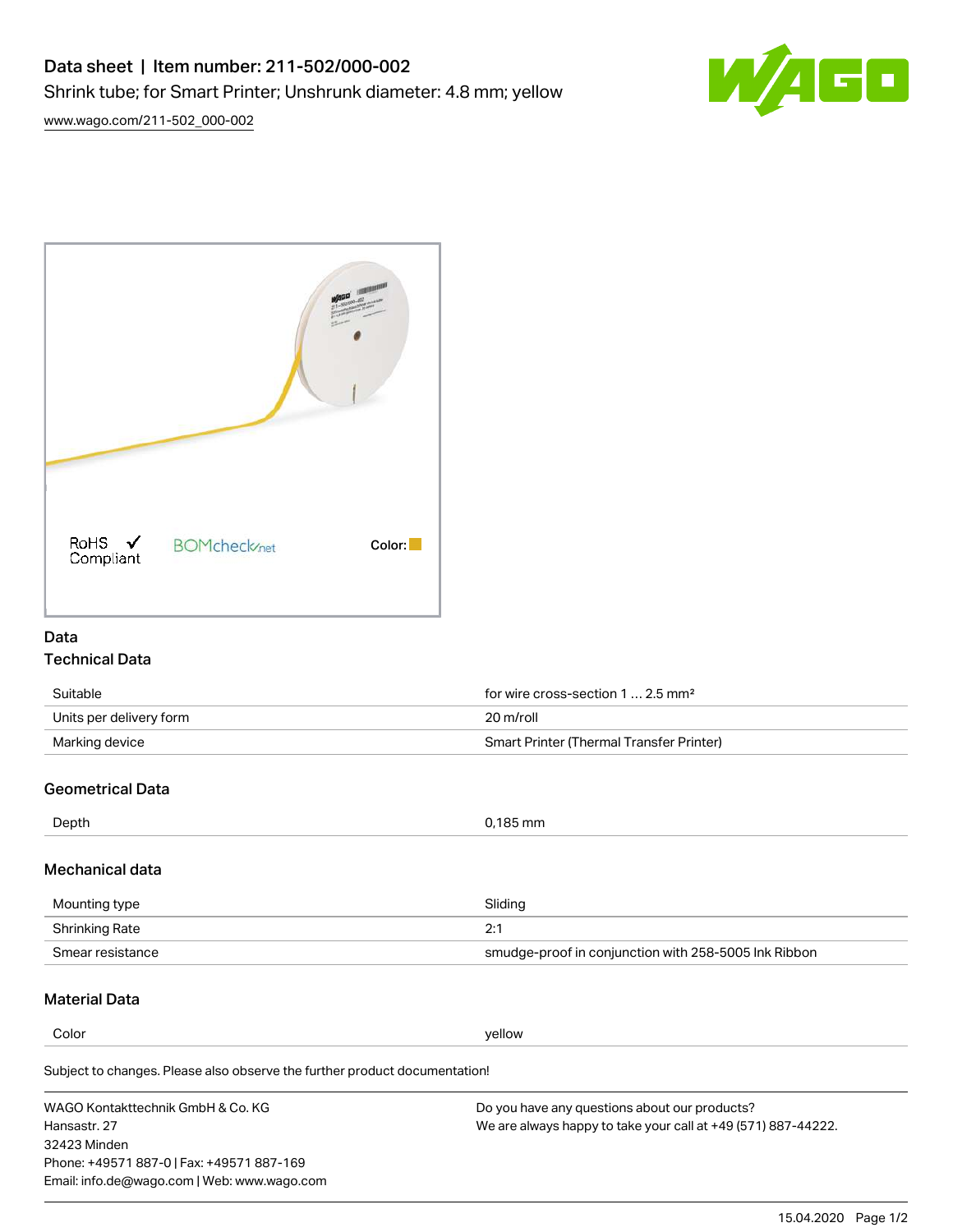# Data sheet | Item number: 211-502/000-002

Shrink tube; for Smart Printer; Unshrunk diameter: 4.8 mm; yellow

www.wago.com/211-502_000-002

RoHS ✓ Compliant

BOMcheck.net

Color:

## Data

### Technical Data

| | |
|---|---|
| Suitable | for wire cross-section 1 … 2.5 mm² |
| Units per delivery form | 20 m/roll |
| Marking device | Smart Printer (Thermal Transfer Printer) |

### Geometrical Data

| | |
|---|---|
| Depth | 0,185 mm |

### Mechanical data

| | |
|---|---|
| Mounting type | Sliding |
| Shrinking Rate | 2:1 |
| Smear resistance | smudge-proof in conjunction with 258-5005 Ink Ribbon |

### Material Data

| | |
|---|---|
| Color | yellow |

Subject to changes. Please also observe the further product documentation!

WAGO Kontakttechnik GmbH & Co. KG
Hansastr. 27
32423 Minden
Phone: +49571 887-0 | Fax: +49571 887-169
Email: info.de@wago.com | Web: www.wago.com

Do you have any questions about our products?
We are always happy to take your call at +49 (571) 887-44222.

15.04.2020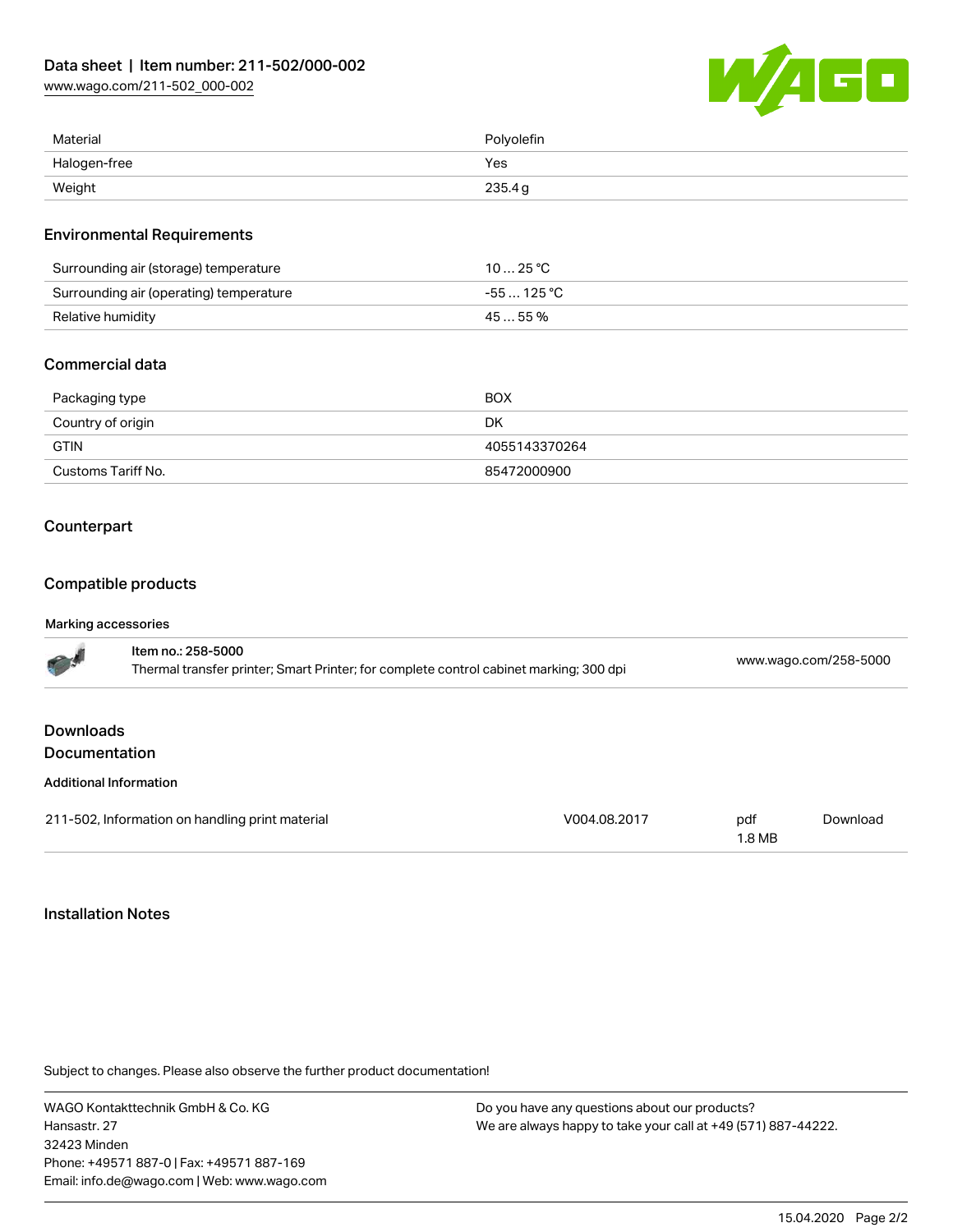| | |
|---|---|
| Material | Polyolefin |
| Halogen-free | Yes |
| Weight | 235.4 g |

## Environmental Requirements

| | |
|---|---|
| Surrounding air (storage) temperature | 10 … 25 °C |
| Surrounding air (operating) temperature | -55 … 125 °C |
| Relative humidity | 45 … 55 % |

## Commercial data

| | |
|---|---|
| Packaging type | BOX |
| Country of origin | DK |
| GTIN | 4055143370264 |
| Customs Tariff No. | 85472000900 |

## Counterpart

## Compatible products

### Marking accessories

| | |
|---|---|
| **Item no.: 258-5000**<br>Thermal transfer printer; Smart Printer; for complete control cabinet marking; 300 dpi | www.wago.com/258-5000 |

## Downloads

## Documentation

### Additional Information

| | | | |
|---|---|---|---|
| 211-502, Information on handling print material | V004.08.2017 | pdf<br>1.8 MB | Download |

## Installation Notes

Subject to changes. Please also observe the further product documentation!

WAGO Kontakttechnik GmbH & Co. KG
Hansastr. 27
32423 Minden
Phone: +49571 887-0 | Fax: +49571 887-169
Email: info.de@wago.com | Web: www.wago.com

Do you have any questions about our products?
We are always happy to take your call at +49 (571) 887-44222.

15.04.2020